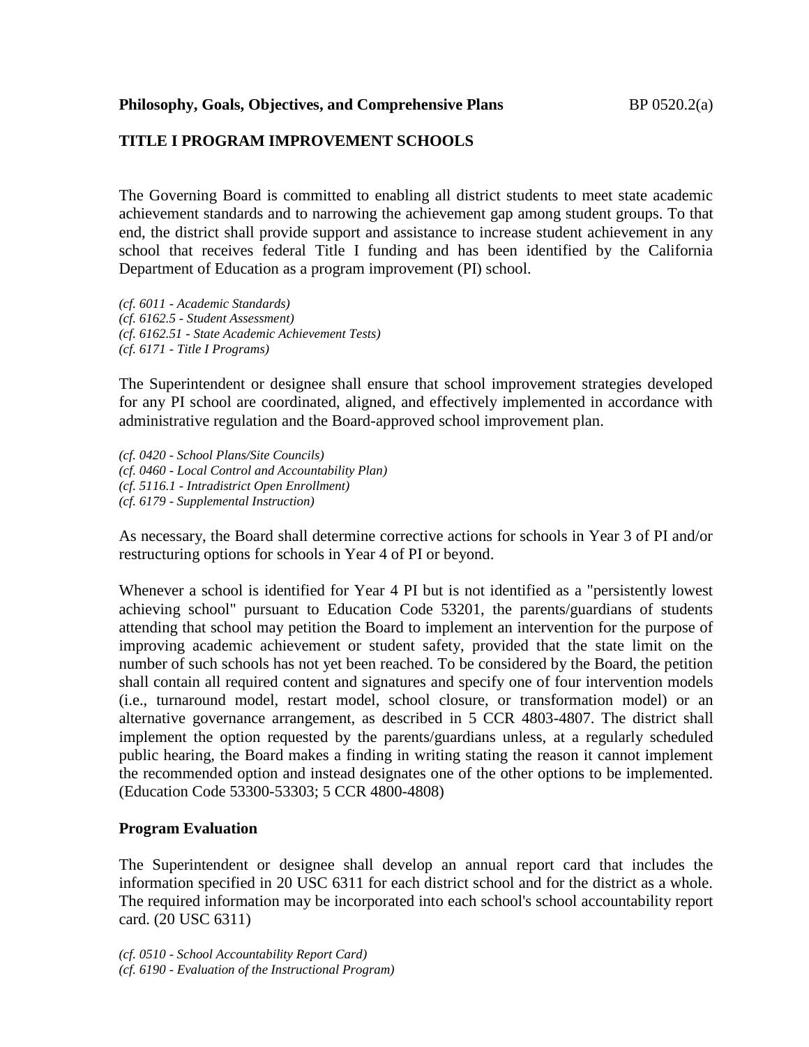**Philosophy, Goals, Objectives, and Comprehensive Plans** BP 0520.2(a)

## TITLE I PROGRAM IMPROVEMENT SCHOOLS

The Governing Board is committed to enabling all district students to meet state academic achievement standards and to narrowing the achievement gap among student groups. To that end, the district shall provide support and assistance to increase student achievement in any school that receives federal Title I funding and has been identified by the California Department of Education as a program improvement (PI) school.

*(cf. 6011 - Academic Standards)*
*(cf. 6162.5 - Student Assessment)*
*(cf. 6162.51 - State Academic Achievement Tests)*
*(cf. 6171 - Title I Programs)*

The Superintendent or designee shall ensure that school improvement strategies developed for any PI school are coordinated, aligned, and effectively implemented in accordance with administrative regulation and the Board-approved school improvement plan.

*(cf. 0420 - School Plans/Site Councils)*
*(cf. 0460 - Local Control and Accountability Plan)*
*(cf. 5116.1 - Intradistrict Open Enrollment)*
*(cf. 6179 - Supplemental Instruction)*

As necessary, the Board shall determine corrective actions for schools in Year 3 of PI and/or restructuring options for schools in Year 4 of PI or beyond.

Whenever a school is identified for Year 4 PI but is not identified as a "persistently lowest achieving school" pursuant to Education Code 53201, the parents/guardians of students attending that school may petition the Board to implement an intervention for the purpose of improving academic achievement or student safety, provided that the state limit on the number of such schools has not yet been reached. To be considered by the Board, the petition shall contain all required content and signatures and specify one of four intervention models (i.e., turnaround model, restart model, school closure, or transformation model) or an alternative governance arrangement, as described in 5 CCR 4803-4807. The district shall implement the option requested by the parents/guardians unless, at a regularly scheduled public hearing, the Board makes a finding in writing stating the reason it cannot implement the recommended option and instead designates one of the other options to be implemented. (Education Code 53300-53303; 5 CCR 4800-4808)

### Program Evaluation

The Superintendent or designee shall develop an annual report card that includes the information specified in 20 USC 6311 for each district school and for the district as a whole. The required information may be incorporated into each school's school accountability report card. (20 USC 6311)

*(cf. 0510 - School Accountability Report Card)*
*(cf. 6190 - Evaluation of the Instructional Program)*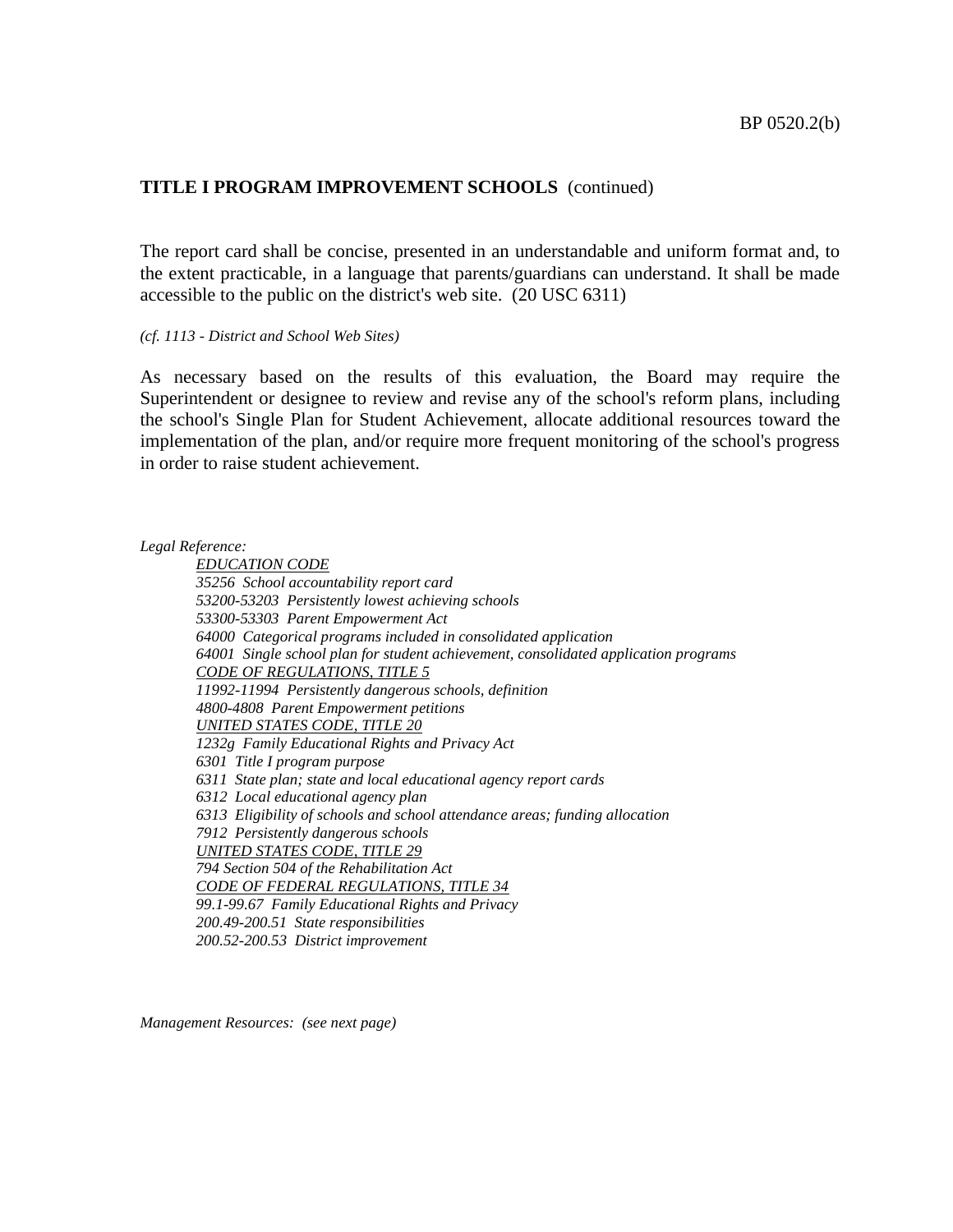**TITLE I PROGRAM IMPROVEMENT SCHOOLS** (continued)

The report card shall be concise, presented in an understandable and uniform format and, to the extent practicable, in a language that parents/guardians can understand. It shall be made accessible to the public on the district's web site. (20 USC 6311)

*(cf. 1113 - District and School Web Sites)*

As necessary based on the results of this evaluation, the Board may require the Superintendent or designee to review and revise any of the school's reform plans, including the school's Single Plan for Student Achievement, allocate additional resources toward the implementation of the plan, and/or require more frequent monitoring of the school's progress in order to raise student achievement.

*Legal Reference:*

*EDUCATION CODE*
*35256 School accountability report card*
*53200-53203 Persistently lowest achieving schools*
*53300-53303 Parent Empowerment Act*
*64000 Categorical programs included in consolidated application*
*64001 Single school plan for student achievement, consolidated application programs*
*CODE OF REGULATIONS, TITLE 5*
*11992-11994 Persistently dangerous schools, definition*
*4800-4808 Parent Empowerment petitions*
*UNITED STATES CODE, TITLE 20*
*1232g Family Educational Rights and Privacy Act*
*6301 Title I program purpose*
*6311 State plan; state and local educational agency report cards*
*6312 Local educational agency plan*
*6313 Eligibility of schools and school attendance areas; funding allocation*
*7912 Persistently dangerous schools*
*UNITED STATES CODE, TITLE 29*
*794 Section 504 of the Rehabilitation Act*
*CODE OF FEDERAL REGULATIONS, TITLE 34*
*99.1-99.67 Family Educational Rights and Privacy*
*200.49-200.51 State responsibilities*
*200.52-200.53 District improvement*

*Management Resources: (see next page)*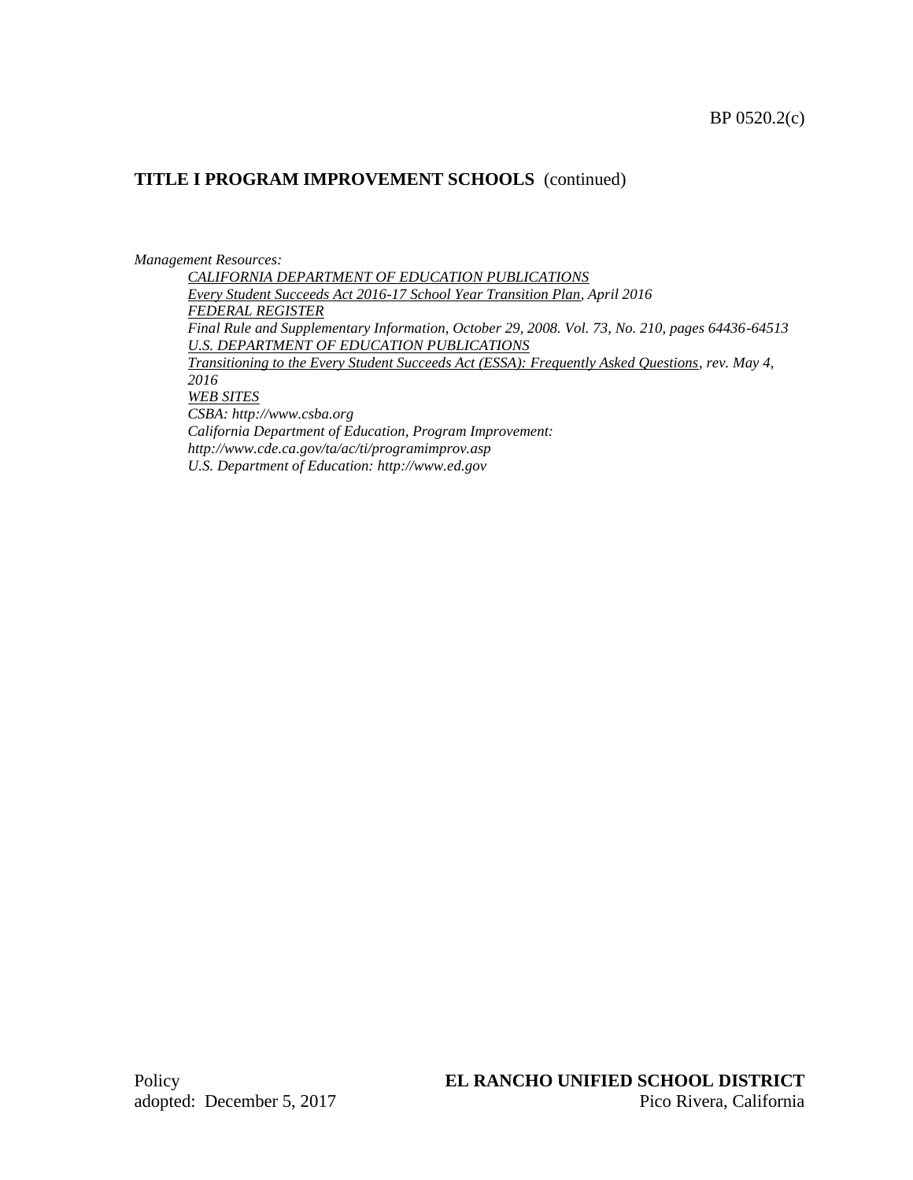## TITLE I PROGRAM IMPROVEMENT SCHOOLS (continued)

*Management Resources:*

*CALIFORNIA DEPARTMENT OF EDUCATION PUBLICATIONS*

*Every Student Succeeds Act 2016-17 School Year Transition Plan, April 2016*

*FEDERAL REGISTER*

*Final Rule and Supplementary Information, October 29, 2008. Vol. 73, No. 210, pages 64436-64513*

*U.S. DEPARTMENT OF EDUCATION PUBLICATIONS*

*Transitioning to the Every Student Succeeds Act (ESSA): Frequently Asked Questions, rev. May 4, 2016*

*WEB SITES*

*CSBA: http://www.csba.org*

*California Department of Education, Program Improvement: http://www.cde.ca.gov/ta/ac/ti/programimprov.asp*

*U.S. Department of Education: http://www.ed.gov*

Policy
adopted: December 5, 2017

**EL RANCHO UNIFIED SCHOOL DISTRICT**
Pico Rivera, California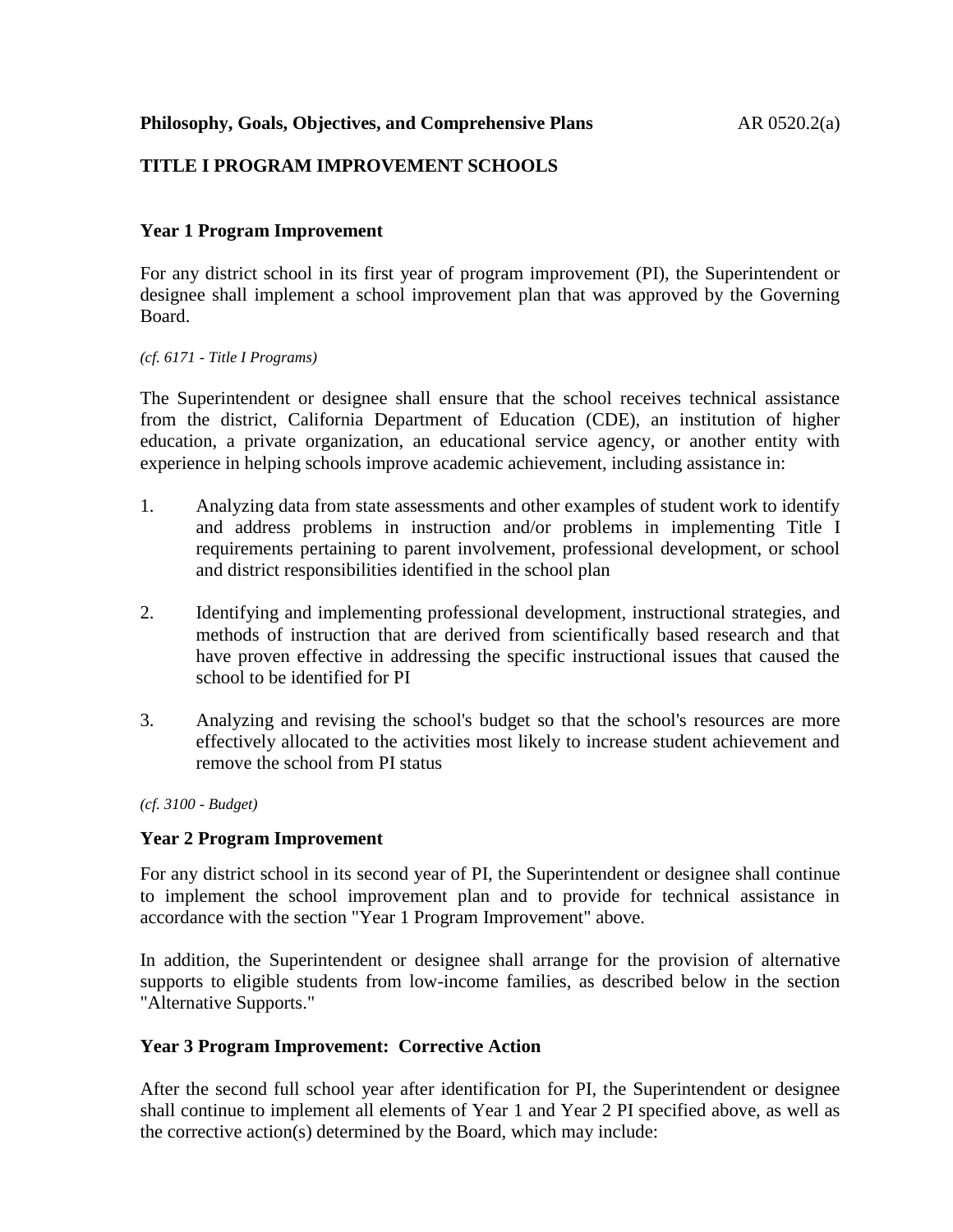**Philosophy, Goals, Objectives, and Comprehensive Plans** AR 0520.2(a)

**TITLE I PROGRAM IMPROVEMENT SCHOOLS**

**Year 1 Program Improvement**

For any district school in its first year of program improvement (PI), the Superintendent or designee shall implement a school improvement plan that was approved by the Governing Board.

*(cf. 6171 - Title I Programs)*

The Superintendent or designee shall ensure that the school receives technical assistance from the district, California Department of Education (CDE), an institution of higher education, a private organization, an educational service agency, or another entity with experience in helping schools improve academic achievement, including assistance in:

1. Analyzing data from state assessments and other examples of student work to identify and address problems in instruction and/or problems in implementing Title I requirements pertaining to parent involvement, professional development, or school and district responsibilities identified in the school plan

2. Identifying and implementing professional development, instructional strategies, and methods of instruction that are derived from scientifically based research and that have proven effective in addressing the specific instructional issues that caused the school to be identified for PI

3. Analyzing and revising the school's budget so that the school's resources are more effectively allocated to the activities most likely to increase student achievement and remove the school from PI status

*(cf. 3100 - Budget)*

**Year 2 Program Improvement**

For any district school in its second year of PI, the Superintendent or designee shall continue to implement the school improvement plan and to provide for technical assistance in accordance with the section "Year 1 Program Improvement" above.

In addition, the Superintendent or designee shall arrange for the provision of alternative supports to eligible students from low-income families, as described below in the section "Alternative Supports."

**Year 3 Program Improvement: Corrective Action**

After the second full school year after identification for PI, the Superintendent or designee shall continue to implement all elements of Year 1 and Year 2 PI specified above, as well as the corrective action(s) determined by the Board, which may include: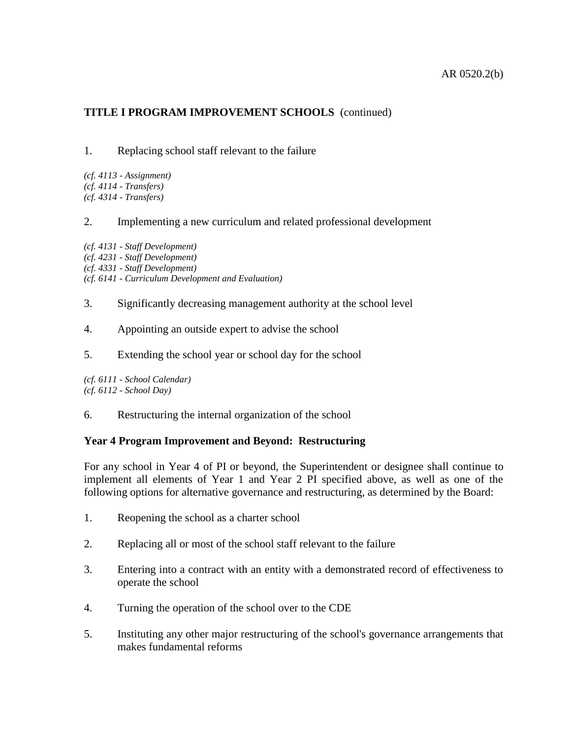**TITLE I PROGRAM IMPROVEMENT SCHOOLS** (continued)

1. Replacing school staff relevant to the failure

*(cf. 4113 - Assignment)*
*(cf. 4114 - Transfers)*
*(cf. 4314 - Transfers)*

2. Implementing a new curriculum and related professional development

*(cf. 4131 - Staff Development)*
*(cf. 4231 - Staff Development)*
*(cf. 4331 - Staff Development)*
*(cf. 6141 - Curriculum Development and Evaluation)*

3. Significantly decreasing management authority at the school level

4. Appointing an outside expert to advise the school

5. Extending the school year or school day for the school

*(cf. 6111 - School Calendar)*
*(cf. 6112 - School Day)*

6. Restructuring the internal organization of the school

**Year 4 Program Improvement and Beyond: Restructuring**

For any school in Year 4 of PI or beyond, the Superintendent or designee shall continue to implement all elements of Year 1 and Year 2 PI specified above, as well as one of the following options for alternative governance and restructuring, as determined by the Board:

1. Reopening the school as a charter school

2. Replacing all or most of the school staff relevant to the failure

3. Entering into a contract with an entity with a demonstrated record of effectiveness to operate the school

4. Turning the operation of the school over to the CDE

5. Instituting any other major restructuring of the school's governance arrangements that makes fundamental reforms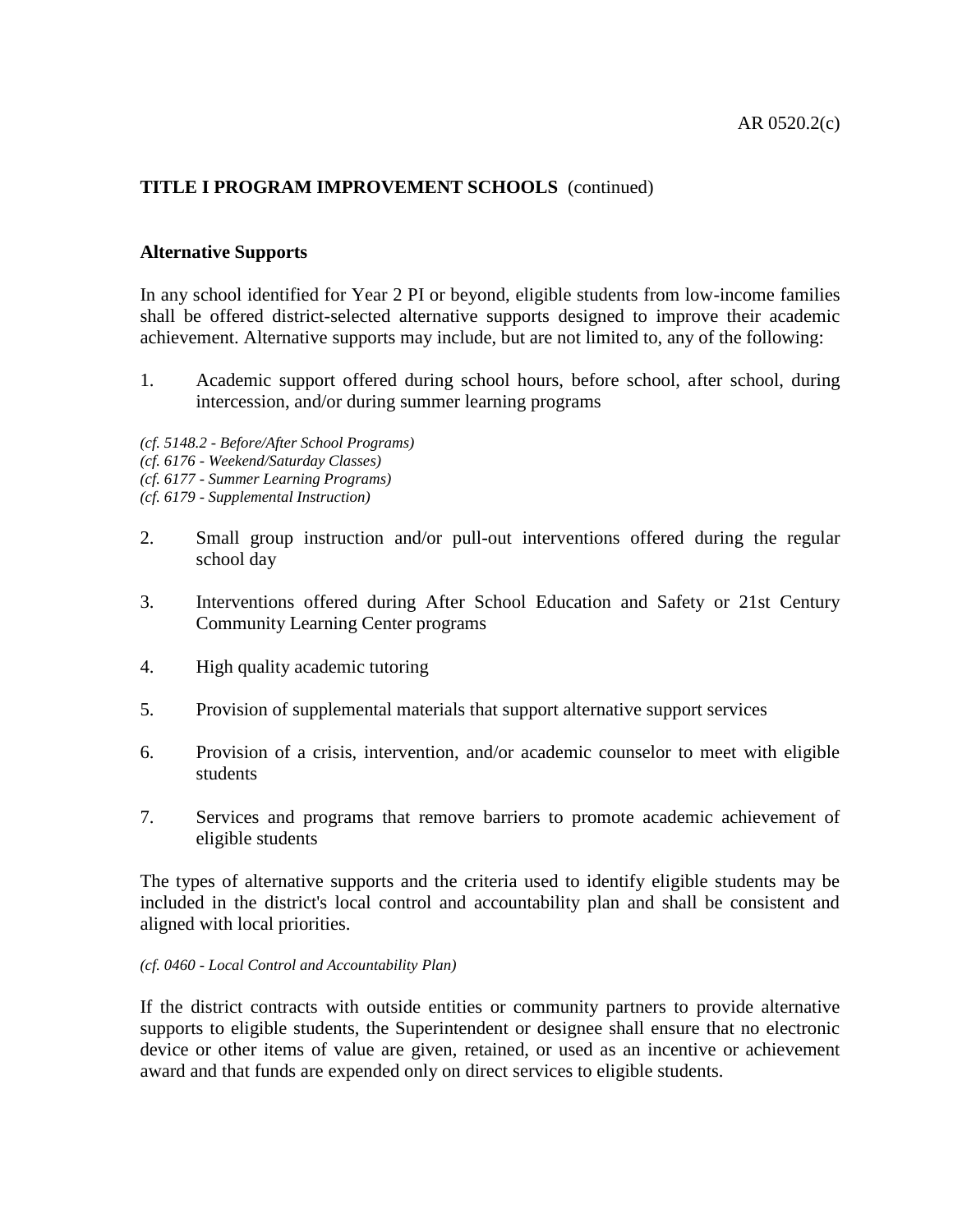**TITLE I PROGRAM IMPROVEMENT SCHOOLS** (continued)

**Alternative Supports**

In any school identified for Year 2 PI or beyond, eligible students from low-income families shall be offered district-selected alternative supports designed to improve their academic achievement. Alternative supports may include, but are not limited to, any of the following:

1. Academic support offered during school hours, before school, after school, during intercession, and/or during summer learning programs

*(cf. 5148.2 - Before/After School Programs)*
*(cf. 6176 - Weekend/Saturday Classes)*
*(cf. 6177 - Summer Learning Programs)*
*(cf. 6179 - Supplemental Instruction)*

2. Small group instruction and/or pull-out interventions offered during the regular school day

3. Interventions offered during After School Education and Safety or 21st Century Community Learning Center programs

4. High quality academic tutoring

5. Provision of supplemental materials that support alternative support services

6. Provision of a crisis, intervention, and/or academic counselor to meet with eligible students

7. Services and programs that remove barriers to promote academic achievement of eligible students

The types of alternative supports and the criteria used to identify eligible students may be included in the district's local control and accountability plan and shall be consistent and aligned with local priorities.

*(cf. 0460 - Local Control and Accountability Plan)*

If the district contracts with outside entities or community partners to provide alternative supports to eligible students, the Superintendent or designee shall ensure that no electronic device or other items of value are given, retained, or used as an incentive or achievement award and that funds are expended only on direct services to eligible students.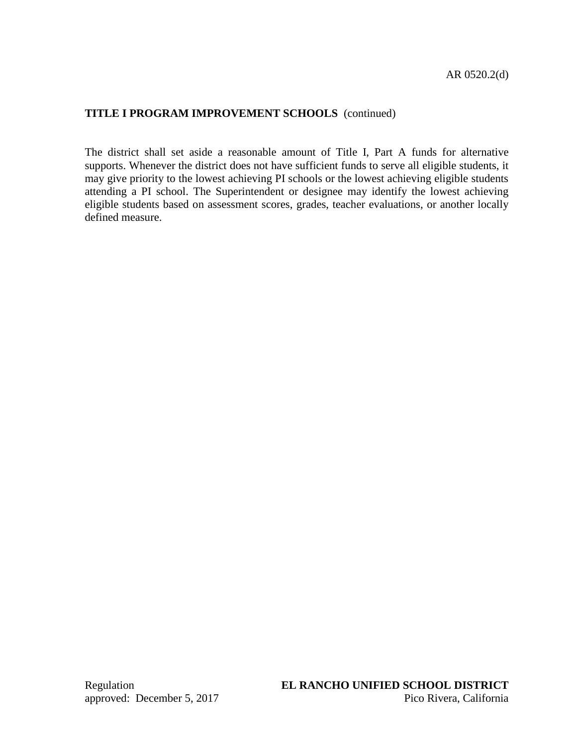**TITLE I PROGRAM IMPROVEMENT SCHOOLS** (continued)

The district shall set aside a reasonable amount of Title I, Part A funds for alternative supports. Whenever the district does not have sufficient funds to serve all eligible students, it may give priority to the lowest achieving PI schools or the lowest achieving eligible students attending a PI school. The Superintendent or designee may identify the lowest achieving eligible students based on assessment scores, grades, teacher evaluations, or another locally defined measure.

Regulation
approved: December 5, 2017

**EL RANCHO UNIFIED SCHOOL DISTRICT**
Pico Rivera, California